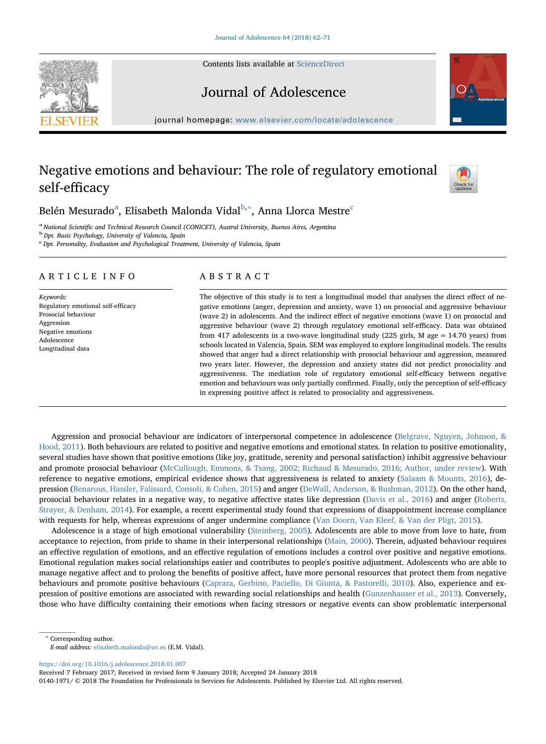# Negative emotions and behaviour: The role of regulatory emotional self-efficacy

Belén Mesurado[a], Elisabeth Malonda Vidal[b,*], Anna Llorca Mestre[c]

[a] National Scientific and Technical Research Council (CONICET), Austral University, Buenos Aires, Argentina
[b] Dpt. Basic Psychology, University of Valencia, Spain
[c] Dpt. Personality, Evaluation and Psychological Treatment, University of Valencia, Spain

## ARTICLE INFO

*Keywords:*
Regulatory emotional self-efficacy
Prosocial behaviour
Aggression
Negative emotions
Adolescence
Longitudinal data

## ABSTRACT

The objective of this study is to test a longitudinal model that analyses the direct effect of negative emotions (anger, depression and anxiety, wave 1) on prosocial and aggressive behaviour (wave 2) in adolescents. And the indirect effect of negative emotions (wave 1) on prosocial and aggressive behaviour (wave 2) through regulatory emotional self-efficacy. Data was obtained from 417 adolescents in a two-wave longitudinal study (225 girls, M age = 14.70 years) from schools located in Valencia, Spain. SEM was employed to explore longitudinal models. The results showed that anger had a direct relationship with prosocial behaviour and aggression, measured two years later. However, the depression and anxiety states did not predict prosociality and aggressiveness. The mediation role of regulatory emotional self-efficacy between negative emotion and behaviours was only partially confirmed. Finally, only the perception of self-efficacy in expressing positive affect is related to prosociality and aggressiveness.

Aggression and prosocial behaviour are indicators of interpersonal competence in adolescence (Belgrave, Nguyen, Johnson, & Hood, 2011). Both behaviours are related to positive and negative emotions and emotional states. In relation to positive emotionality, several studies have shown that positive emotions (like joy, gratitude, serenity and personal satisfaction) inhibit aggressive behaviour and promote prosocial behaviour (McCullough, Emmons, & Tsang, 2002; Richaud & Mesurado, 2016; Author, under review). With reference to negative emotions, empirical evidence shows that aggressiveness is related to anxiety (Salaam & Mounts, 2016), depression (Benarous, Hassler, Falissard, Consoli, & Cohen, 2015) and anger (DeWall, Anderson, & Bushman, 2012). On the other hand, prosocial behaviour relates in a negative way, to negative affective states like depression (Davis et al., 2016) and anger (Roberts, Strayer, & Denham, 2014). For example, a recent experimental study found that expressions of disappointment increase compliance with requests for help, whereas expressions of anger undermine compliance (Van Doorn, Van Kleef, & Van der Pligt, 2015).

Adolescence is a stage of high emotional vulnerability (Steinberg, 2005). Adolescents are able to move from love to hate, from acceptance to rejection, from pride to shame in their interpersonal relationships (Main, 2000). Therein, adjusted behaviour requires an effective regulation of emotions, and an effective regulation of emotions includes a control over positive and negative emotions. Emotional regulation makes social relationships easier and contributes to people's positive adjustment. Adolescents who are able to manage negative affect and to prolong the benefits of positive affect, have more personal resources that protect them from negative behaviours and promote positive behaviours (Caprara, Gerbino, Paciello, Di Giunta, & Pastorelli, 2010). Also, experience and expression of positive emotions are associated with rewarding social relationships and health (Gunzenhauser et al., 2013). Conversely, those who have difficulty containing their emotions when facing stressors or negative events can show problematic interpersonal

* Corresponding author.
*E-mail address:* elisabeth.malonda@uv.es (E.M. Vidal).

https://doi.org/10.1016/j.adolescence.2018.01.007
Received 7 February 2017; Received in revised form 9 January 2018; Accepted 24 January 2018
0140-1971/ © 2018 The Foundation for Professionals in Services for Adolescents. Published by Elsevier Ltd. All rights reserved.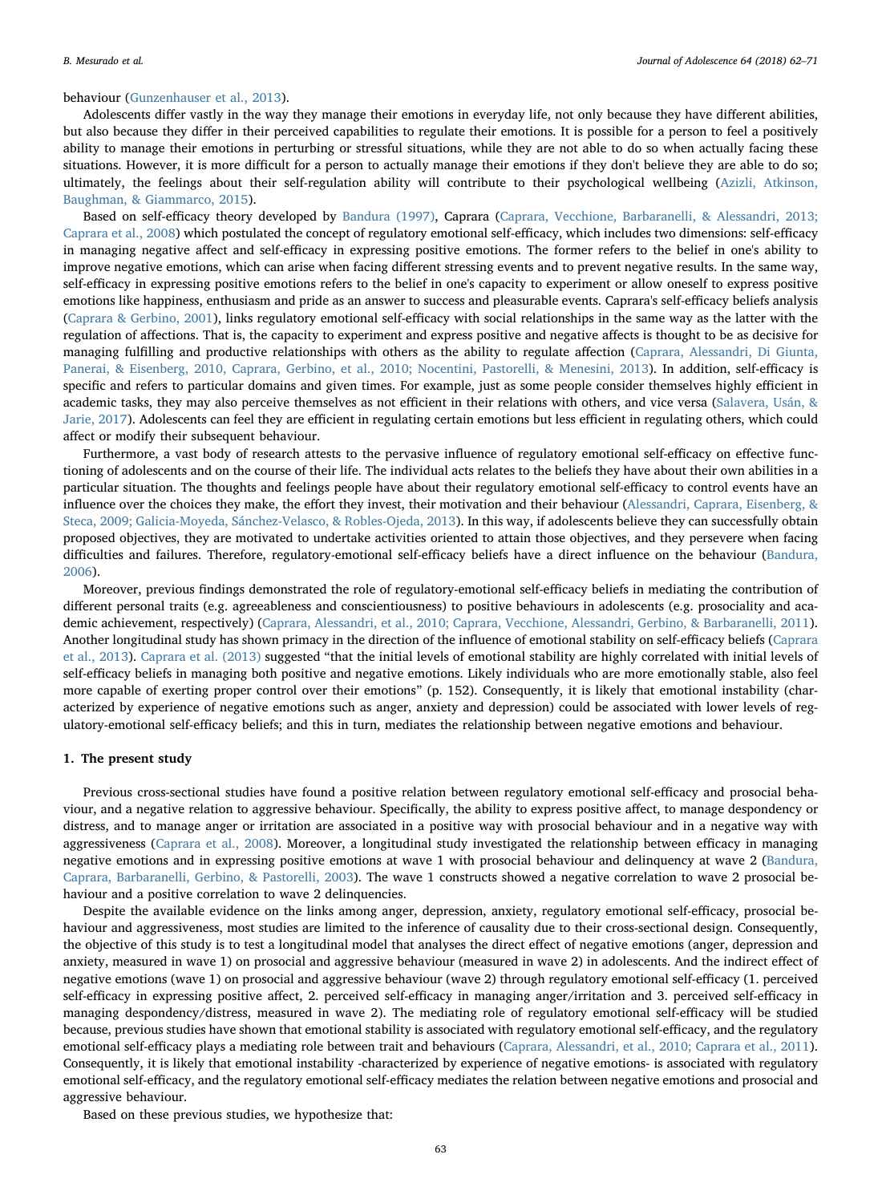behaviour (Gunzenhauser et al., 2013).

Adolescents differ vastly in the way they manage their emotions in everyday life, not only because they have different abilities, but also because they differ in their perceived capabilities to regulate their emotions. It is possible for a person to feel a positively ability to manage their emotions in perturbing or stressful situations, while they are not able to do so when actually facing these situations. However, it is more difficult for a person to actually manage their emotions if they don't believe they are able to do so; ultimately, the feelings about their self-regulation ability will contribute to their psychological wellbeing (Azizli, Atkinson, Baughman, & Giammarco, 2015).

Based on self-efficacy theory developed by Bandura (1997), Caprara (Caprara, Vecchione, Barbaranelli, & Alessandri, 2013; Caprara et al., 2008) which postulated the concept of regulatory emotional self-efficacy, which includes two dimensions: self-efficacy in managing negative affect and self-efficacy in expressing positive emotions. The former refers to the belief in one's ability to improve negative emotions, which can arise when facing different stressing events and to prevent negative results. In the same way, self-efficacy in expressing positive emotions refers to the belief in one's capacity to experiment or allow oneself to express positive emotions like happiness, enthusiasm and pride as an answer to success and pleasurable events. Caprara's self-efficacy beliefs analysis (Caprara & Gerbino, 2001), links regulatory emotional self-efficacy with social relationships in the same way as the latter with the regulation of affections. That is, the capacity to experiment and express positive and negative affects is thought to be as decisive for managing fulfilling and productive relationships with others as the ability to regulate affection (Caprara, Alessandri, Di Giunta, Panerai, & Eisenberg, 2010, Caprara, Gerbino, et al., 2010; Nocentini, Pastorelli, & Menesini, 2013). In addition, self-efficacy is specific and refers to particular domains and given times. For example, just as some people consider themselves highly efficient in academic tasks, they may also perceive themselves as not efficient in their relations with others, and vice versa (Salavera, Usán, & Jarie, 2017). Adolescents can feel they are efficient in regulating certain emotions but less efficient in regulating others, which could affect or modify their subsequent behaviour.

Furthermore, a vast body of research attests to the pervasive influence of regulatory emotional self-efficacy on effective functioning of adolescents and on the course of their life. The individual acts relates to the beliefs they have about their own abilities in a particular situation. The thoughts and feelings people have about their regulatory emotional self-efficacy to control events have an influence over the choices they make, the effort they invest, their motivation and their behaviour (Alessandri, Caprara, Eisenberg, & Steca, 2009; Galicia-Moyeda, Sánchez-Velasco, & Robles-Ojeda, 2013). In this way, if adolescents believe they can successfully obtain proposed objectives, they are motivated to undertake activities oriented to attain those objectives, and they persevere when facing difficulties and failures. Therefore, regulatory-emotional self-efficacy beliefs have a direct influence on the behaviour (Bandura, 2006).

Moreover, previous findings demonstrated the role of regulatory-emotional self-efficacy beliefs in mediating the contribution of different personal traits (e.g. agreeableness and conscientiousness) to positive behaviours in adolescents (e.g. prosociality and academic achievement, respectively) (Caprara, Alessandri, et al., 2010; Caprara, Vecchione, Alessandri, Gerbino, & Barbaranelli, 2011). Another longitudinal study has shown primacy in the direction of the influence of emotional stability on self-efficacy beliefs (Caprara et al., 2013). Caprara et al. (2013) suggested "that the initial levels of emotional stability are highly correlated with initial levels of self-efficacy beliefs in managing both positive and negative emotions. Likely individuals who are more emotionally stable, also feel more capable of exerting proper control over their emotions" (p. 152). Consequently, it is likely that emotional instability (characterized by experience of negative emotions such as anger, anxiety and depression) could be associated with lower levels of regulatory-emotional self-efficacy beliefs; and this in turn, mediates the relationship between negative emotions and behaviour.

## 1. The present study

Previous cross-sectional studies have found a positive relation between regulatory emotional self-efficacy and prosocial behaviour, and a negative relation to aggressive behaviour. Specifically, the ability to express positive affect, to manage despondency or distress, and to manage anger or irritation are associated in a positive way with prosocial behaviour and in a negative way with aggressiveness (Caprara et al., 2008). Moreover, a longitudinal study investigated the relationship between efficacy in managing negative emotions and in expressing positive emotions at wave 1 with prosocial behaviour and delinquency at wave 2 (Bandura, Caprara, Barbaranelli, Gerbino, & Pastorelli, 2003). The wave 1 constructs showed a negative correlation to wave 2 prosocial behaviour and a positive correlation to wave 2 delinquencies.

Despite the available evidence on the links among anger, depression, anxiety, regulatory emotional self-efficacy, prosocial behaviour and aggressiveness, most studies are limited to the inference of causality due to their cross-sectional design. Consequently, the objective of this study is to test a longitudinal model that analyses the direct effect of negative emotions (anger, depression and anxiety, measured in wave 1) on prosocial and aggressive behaviour (measured in wave 2) in adolescents. And the indirect effect of negative emotions (wave 1) on prosocial and aggressive behaviour (wave 2) through regulatory emotional self-efficacy (1. perceived self-efficacy in expressing positive affect, 2. perceived self-efficacy in managing anger/irritation and 3. perceived self-efficacy in managing despondency/distress, measured in wave 2). The mediating role of regulatory emotional self-efficacy will be studied because, previous studies have shown that emotional stability is associated with regulatory emotional self-efficacy, and the regulatory emotional self-efficacy plays a mediating role between trait and behaviours (Caprara, Alessandri, et al., 2010; Caprara et al., 2011). Consequently, it is likely that emotional instability -characterized by experience of negative emotions- is associated with regulatory emotional self-efficacy, and the regulatory emotional self-efficacy mediates the relation between negative emotions and prosocial and aggressive behaviour.

Based on these previous studies, we hypothesize that: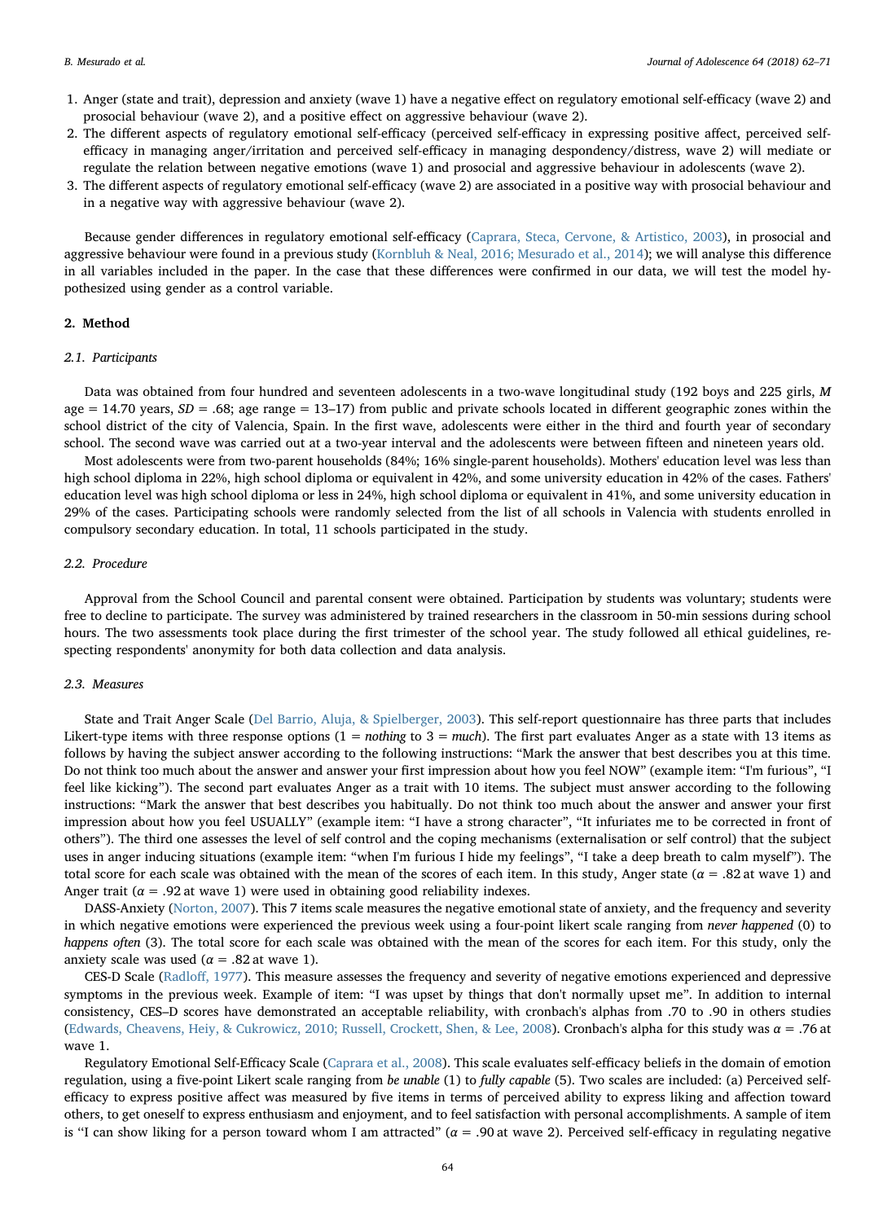1. Anger (state and trait), depression and anxiety (wave 1) have a negative effect on regulatory emotional self-efficacy (wave 2) and prosocial behaviour (wave 2), and a positive effect on aggressive behaviour (wave 2).
2. The different aspects of regulatory emotional self-efficacy (perceived self-efficacy in expressing positive affect, perceived self-efficacy in managing anger/irritation and perceived self-efficacy in managing despondency/distress, wave 2) will mediate or regulate the relation between negative emotions (wave 1) and prosocial and aggressive behaviour in adolescents (wave 2).
3. The different aspects of regulatory emotional self-efficacy (wave 2) are associated in a positive way with prosocial behaviour and in a negative way with aggressive behaviour (wave 2).

Because gender differences in regulatory emotional self-efficacy (Caprara, Steca, Cervone, & Artistico, 2003), in prosocial and aggressive behaviour were found in a previous study (Kornbluh & Neal, 2016; Mesurado et al., 2014); we will analyse this difference in all variables included in the paper. In the case that these differences were confirmed in our data, we will test the model hypothesized using gender as a control variable.

## 2. Method

### 2.1. Participants

Data was obtained from four hundred and seventeen adolescents in a two-wave longitudinal study (192 boys and 225 girls, *M* age = 14.70 years, *SD* = .68; age range = 13–17) from public and private schools located in different geographic zones within the school district of the city of Valencia, Spain. In the first wave, adolescents were either in the third and fourth year of secondary school. The second wave was carried out at a two-year interval and the adolescents were between fifteen and nineteen years old.

Most adolescents were from two-parent households (84%; 16% single-parent households). Mothers' education level was less than high school diploma in 22%, high school diploma or equivalent in 42%, and some university education in 42% of the cases. Fathers' education level was high school diploma or less in 24%, high school diploma or equivalent in 41%, and some university education in 29% of the cases. Participating schools were randomly selected from the list of all schools in Valencia with students enrolled in compulsory secondary education. In total, 11 schools participated in the study.

### 2.2. Procedure

Approval from the School Council and parental consent were obtained. Participation by students was voluntary; students were free to decline to participate. The survey was administered by trained researchers in the classroom in 50-min sessions during school hours. The two assessments took place during the first trimester of the school year. The study followed all ethical guidelines, respecting respondents' anonymity for both data collection and data analysis.

### 2.3. Measures

State and Trait Anger Scale (Del Barrio, Aluja, & Spielberger, 2003). This self-report questionnaire has three parts that includes Likert-type items with three response options (1 = *nothing* to 3 = *much*). The first part evaluates Anger as a state with 13 items as follows by having the subject answer according to the following instructions: "Mark the answer that best describes you at this time. Do not think too much about the answer and answer your first impression about how you feel NOW" (example item: "I'm furious", "I feel like kicking"). The second part evaluates Anger as a trait with 10 items. The subject must answer according to the following instructions: "Mark the answer that best describes you habitually. Do not think too much about the answer and answer your first impression about how you feel USUALLY" (example item: "I have a strong character", "It infuriates me to be corrected in front of others"). The third one assesses the level of self control and the coping mechanisms (externalisation or self control) that the subject uses in anger inducing situations (example item: "when I'm furious I hide my feelings", "I take a deep breath to calm myself"). The total score for each scale was obtained with the mean of the scores of each item. In this study, Anger state ($\alpha$ = .82 at wave 1) and Anger trait ($\alpha$ = .92 at wave 1) were used in obtaining good reliability indexes.

DASS-Anxiety (Norton, 2007). This 7 items scale measures the negative emotional state of anxiety, and the frequency and severity in which negative emotions were experienced the previous week using a four-point likert scale ranging from *never happened* (0) to *happens often* (3). The total score for each scale was obtained with the mean of the scores for each item. For this study, only the anxiety scale was used ($\alpha$ = .82 at wave 1).

CES-D Scale (Radloff, 1977). This measure assesses the frequency and severity of negative emotions experienced and depressive symptoms in the previous week. Example of item: "I was upset by things that don't normally upset me". In addition to internal consistency, CES–D scores have demonstrated an acceptable reliability, with cronbach's alphas from .70 to .90 in others studies (Edwards, Cheavens, Heiy, & Cukrowicz, 2010; Russell, Crockett, Shen, & Lee, 2008). Cronbach's alpha for this study was $\alpha$ = .76 at wave 1.

Regulatory Emotional Self-Efficacy Scale (Caprara et al., 2008). This scale evaluates self-efficacy beliefs in the domain of emotion regulation, using a five-point Likert scale ranging from *be unable* (1) to *fully capable* (5). Two scales are included: (a) Perceived self-efficacy to express positive affect was measured by five items in terms of perceived ability to express liking and affection toward others, to get oneself to express enthusiasm and enjoyment, and to feel satisfaction with personal accomplishments. A sample of item is "I can show liking for a person toward whom I am attracted" ($\alpha$ = .90 at wave 2). Perceived self-efficacy in regulating negative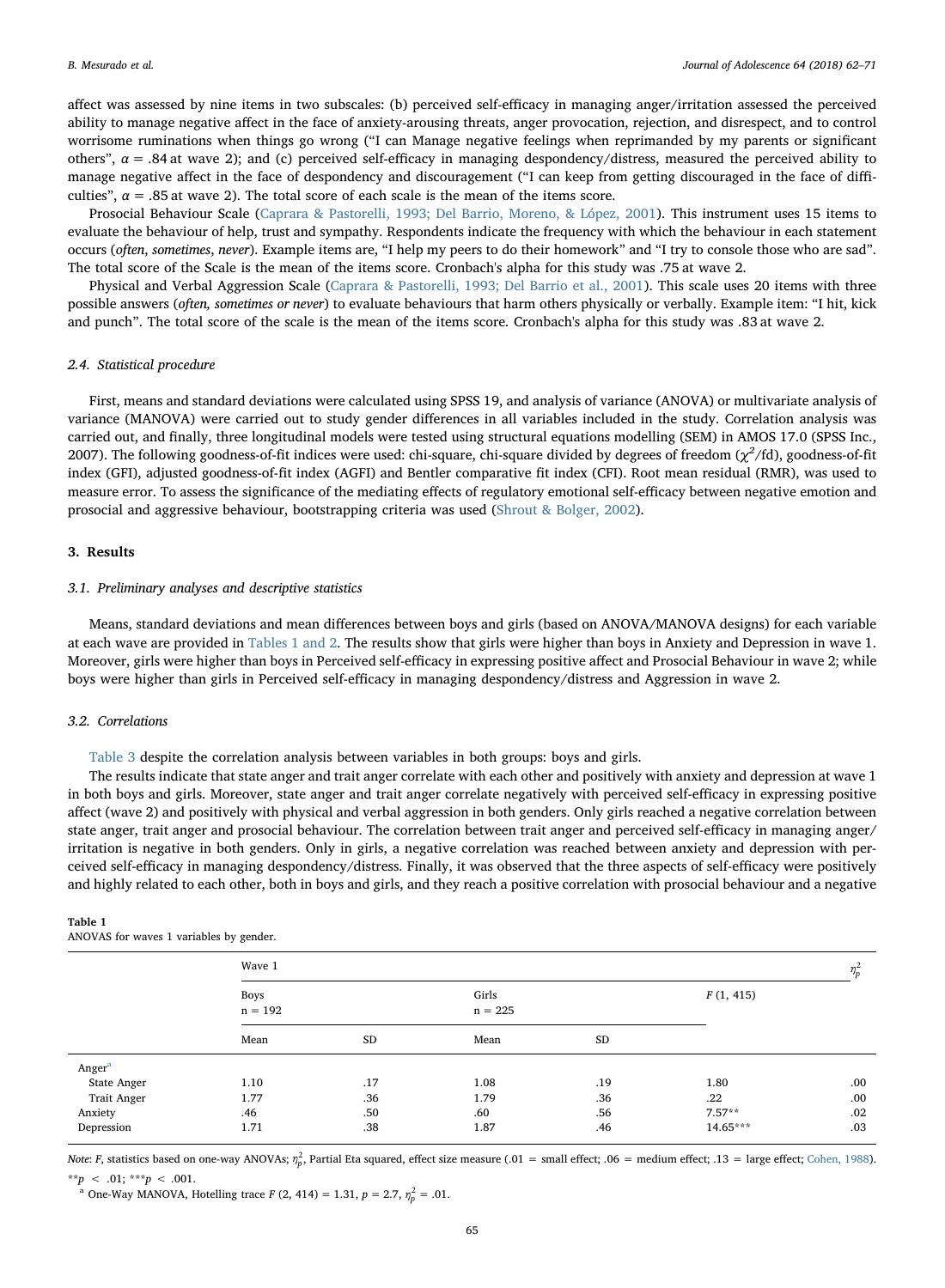affect was assessed by nine items in two subscales: (b) perceived self-efficacy in managing anger/irritation assessed the perceived ability to manage negative affect in the face of anxiety-arousing threats, anger provocation, rejection, and disrespect, and to control worrisome ruminations when things go wrong ("I can Manage negative feelings when reprimanded by my parents or significant others", $\alpha = .84$ at wave 2); and (c) perceived self-efficacy in managing despondency/distress, measured the perceived ability to manage negative affect in the face of despondency and discouragement ("I can keep from getting discouraged in the face of difficulties", $\alpha = .85$ at wave 2). The total score of each scale is the mean of the items score.

Prosocial Behaviour Scale (Caprara & Pastorelli, 1993; Del Barrio, Moreno, & López, 2001). This instrument uses 15 items to evaluate the behaviour of help, trust and sympathy. Respondents indicate the frequency with which the behaviour in each statement occurs (*often*, *sometimes*, *never*). Example items are, "I help my peers to do their homework" and "I try to console those who are sad". The total score of the Scale is the mean of the items score. Cronbach's alpha for this study was .75 at wave 2.

Physical and Verbal Aggression Scale (Caprara & Pastorelli, 1993; Del Barrio et al., 2001). This scale uses 20 items with three possible answers (*often, sometimes or never*) to evaluate behaviours that harm others physically or verbally. Example item: "I hit, kick and punch". The total score of the scale is the mean of the items score. Cronbach's alpha for this study was .83 at wave 2.

### 2.4. Statistical procedure

First, means and standard deviations were calculated using SPSS 19, and analysis of variance (ANOVA) or multivariate analysis of variance (MANOVA) were carried out to study gender differences in all variables included in the study. Correlation analysis was carried out, and finally, three longitudinal models were tested using structural equations modelling (SEM) in AMOS 17.0 (SPSS Inc., 2007). The following goodness-of-fit indices were used: chi-square, chi-square divided by degrees of freedom ($\chi^2$/fd), goodness-of-fit index (GFI), adjusted goodness-of-fit index (AGFI) and Bentler comparative fit index (CFI). Root mean residual (RMR), was used to measure error. To assess the significance of the mediating effects of regulatory emotional self-efficacy between negative emotion and prosocial and aggressive behaviour, bootstrapping criteria was used (Shrout & Bolger, 2002).

## 3. Results

### 3.1. Preliminary analyses and descriptive statistics

Means, standard deviations and mean differences between boys and girls (based on ANOVA/MANOVA designs) for each variable at each wave are provided in Tables 1 and 2. The results show that girls were higher than boys in Anxiety and Depression in wave 1. Moreover, girls were higher than boys in Perceived self-efficacy in expressing positive affect and Prosocial Behaviour in wave 2; while boys were higher than girls in Perceived self-efficacy in managing despondency/distress and Aggression in wave 2.

### 3.2. Correlations

Table 3 despite the correlation analysis between variables in both groups: boys and girls.

The results indicate that state anger and trait anger correlate with each other and positively with anxiety and depression at wave 1 in both boys and girls. Moreover, state anger and trait anger correlate negatively with perceived self-efficacy in expressing positive affect (wave 2) and positively with physical and verbal aggression in both genders. Only girls reached a negative correlation between state anger, trait anger and prosocial behaviour. The correlation between trait anger and perceived self-efficacy in managing anger/irritation is negative in both genders. Only in girls, a negative correlation was reached between anxiety and depression with perceived self-efficacy in managing despondency/distress. Finally, it was observed that the three aspects of self-efficacy were positively and highly related to each other, both in boys and girls, and they reach a positive correlation with prosocial behaviour and a negative

**Table 1**
ANOVAS for waves 1 variables by gender.

| | Wave 1 | | | | | $\eta_p^2$ |
|---|---|---|---|---|---|---|
| | Boys n = 192 | | Girls n = 225 | | $F$ (1, 415) | |
| | Mean | SD | Mean | SD | | |
| Anger[a] | | | | | | |
| State Anger | 1.10 | .17 | 1.08 | .19 | 1.80 | .00 |
| Trait Anger | 1.77 | .36 | 1.79 | .36 | .22 | .00 |
| Anxiety | .46 | .50 | .60 | .56 | 7.57** | .02 |
| Depression | 1.71 | .38 | 1.87 | .46 | 14.65*** | .03 |

*Note*: *F*, statistics based on one-way ANOVAs; $\eta_p^2$, Partial Eta squared, effect size measure (.01 = small effect; .06 = medium effect; .13 = large effect; Cohen, 1988).

$^{**}p < .01$; $^{***}p < .001$.

[a] One-Way MANOVA, Hotelling trace $F$ (2, 414) = 1.31, $p$ = 2.7, $\eta_p^2$ = .01.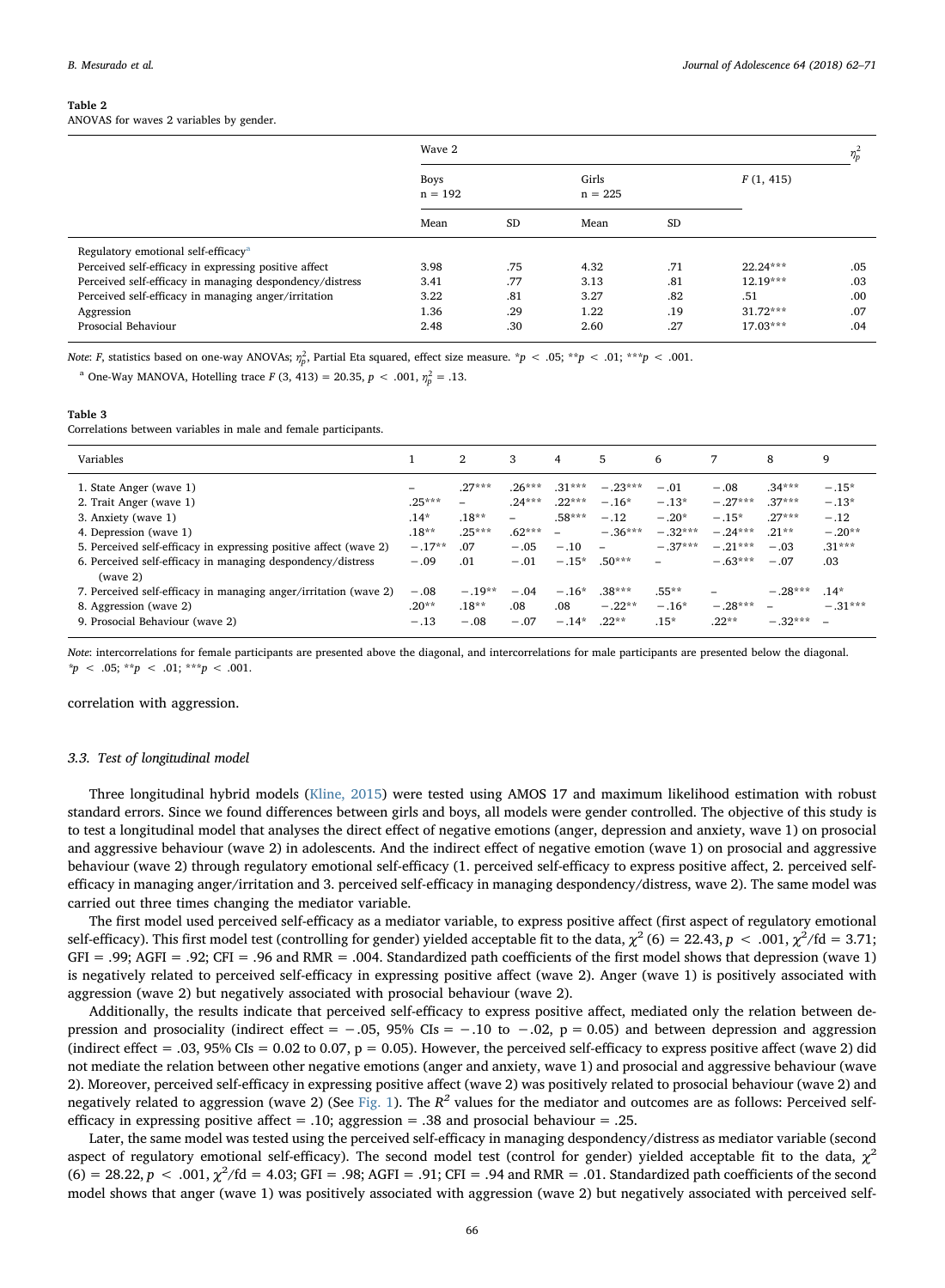**Table 2**
ANOVAS for waves 2 variables by gender.

| | Wave 2 | | | | | $\eta_p^2$ |
|---|---|---|---|---|---|---|
| | Boys n = 192 | | Girls n = 225 | | $F$ (1, 415) | |
| | Mean | SD | Mean | SD | | |
| Regulatory emotional self-efficacy[a] | | | | | | |
| Perceived self-efficacy in expressing positive affect | 3.98 | .75 | 4.32 | .71 | 22.24*** | .05 |
| Perceived self-efficacy in managing despondency/distress | 3.41 | .77 | 3.13 | .81 | 12.19*** | .03 |
| Perceived self-efficacy in managing anger/irritation | 3.22 | .81 | 3.27 | .82 | .51 | .00 |
| Aggression | 1.36 | .29 | 1.22 | .19 | 31.72*** | .07 |
| Prosocial Behaviour | 2.48 | .30 | 2.60 | .27 | 17.03*** | .04 |

*Note*: $F$, statistics based on one-way ANOVAs; $\eta_p^2$, Partial Eta squared, effect size measure. *$p < .05$; **$p < .01$; ***$p < .001$.

[a] One-Way MANOVA, Hotelling trace $F$ (3, 413) = 20.35, $p < .001$, $\eta_p^2 = .13$.

**Table 3**
Correlations between variables in male and female participants.

| Variables | 1 | 2 | 3 | 4 | 5 | 6 | 7 | 8 | 9 |
|---|---|---|---|---|---|---|---|---|---|
| 1. State Anger (wave 1) | – | .27*** | .26*** | .31*** | −.23*** | −.01 | −.08 | .34*** | −.15* |
| 2. Trait Anger (wave 1) | .25*** | – | .24*** | .22*** | −.16* | −.13* | −.27*** | .37*** | −.13* |
| 3. Anxiety (wave 1) | .14* | .18** | – | .58*** | −.12 | −.20* | −.15* | .27*** | −.12 |
| 4. Depression (wave 1) | .18** | .25*** | .62*** | – | −.36*** | −.32*** | −.24*** | .21** | −.20** |
| 5. Perceived self-efficacy in expressing positive affect (wave 2) | −.17** | .07 | −.05 | −.10 | – | −.37*** | −.21*** | −.03 | .31*** |
| 6. Perceived self-efficacy in managing despondency/distress (wave 2) | −.09 | .01 | −.01 | −.15* | .50*** | – | −.63*** | −.07 | .03 |
| 7. Perceived self-efficacy in managing anger/irritation (wave 2) | −.08 | −.19** | −.04 | −.16* | .38*** | .55** | – | −.28*** | .14* |
| 8. Aggression (wave 2) | .20** | .18** | .08 | .08 | −.22** | −.16* | −.28*** | – | −.31*** |
| 9. Prosocial Behaviour (wave 2) | −.13 | −.08 | −.07 | −.14* | .22** | .15* | .22** | −.32*** | – |

*Note*: intercorrelations for female participants are presented above the diagonal, and intercorrelations for male participants are presented below the diagonal.
*$p < .05$; **$p < .01$; ***$p < .001$.

correlation with aggression.

### 3.3. Test of longitudinal model

Three longitudinal hybrid models (Kline, 2015) were tested using AMOS 17 and maximum likelihood estimation with robust standard errors. Since we found differences between girls and boys, all models were gender controlled. The objective of this study is to test a longitudinal model that analyses the direct effect of negative emotions (anger, depression and anxiety, wave 1) on prosocial and aggressive behaviour (wave 2) in adolescents. And the indirect effect of negative emotion (wave 1) on prosocial and aggressive behaviour (wave 2) through regulatory emotional self-efficacy (1. perceived self-efficacy to express positive affect, 2. perceived self-efficacy in managing anger/irritation and 3. perceived self-efficacy in managing despondency/distress, wave 2). The same model was carried out three times changing the mediator variable.

The first model used perceived self-efficacy as a mediator variable, to express positive affect (first aspect of regulatory emotional self-efficacy). This first model test (controlling for gender) yielded acceptable fit to the data, $\chi^2$ (6) = 22.43, $p < .001$, $\chi^2$/fd = 3.71; GFI = .99; AGFI = .92; CFI = .96 and RMR = .004. Standardized path coefficients of the first model shows that depression (wave 1) is negatively related to perceived self-efficacy in expressing positive affect (wave 2). Anger (wave 1) is positively associated with aggression (wave 2) but negatively associated with prosocial behaviour (wave 2).

Additionally, the results indicate that perceived self-efficacy to express positive affect, mediated only the relation between depression and prosociality (indirect effect = −.05, 95% CIs = −.10 to −.02, p = 0.05) and between depression and aggression (indirect effect = .03, 95% CIs = 0.02 to 0.07, p = 0.05). However, the perceived self-efficacy to express positive affect (wave 2) did not mediate the relation between other negative emotions (anger and anxiety, wave 1) and prosocial and aggressive behaviour (wave 2). Moreover, perceived self-efficacy in expressing positive affect (wave 2) was positively related to prosocial behaviour (wave 2) and negatively related to aggression (wave 2) (See Fig. 1). The $R^2$ values for the mediator and outcomes are as follows: Perceived self-efficacy in expressing positive affect = .10; aggression = .38 and prosocial behaviour = .25.

Later, the same model was tested using the perceived self-efficacy in managing despondency/distress as mediator variable (second aspect of regulatory emotional self-efficacy). The second model test (control for gender) yielded acceptable fit to the data, $\chi^2$ (6) = 28.22, $p < .001$, $\chi^2$/fd = 4.03; GFI = .98; AGFI = .91; CFI = .94 and RMR = .01. Standardized path coefficients of the second model shows that anger (wave 1) was positively associated with aggression (wave 2) but negatively associated with perceived self-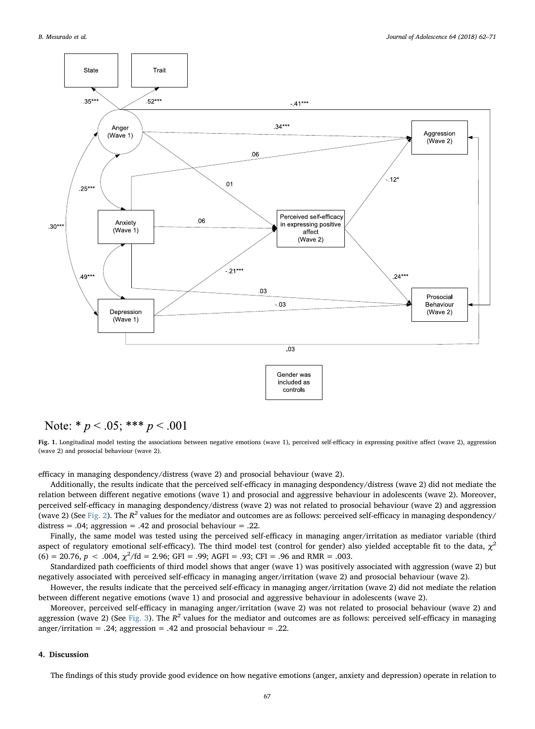Note: * $p < .05$; *** $p < .001$

**Fig. 1.** Longitudinal model testing the associations between negative emotions (wave 1), perceived self-efficacy in expressing positive affect (wave 2), aggression (wave 2) and prosocial behaviour (wave 2).

efficacy in managing despondency/distress (wave 2) and prosocial behaviour (wave 2).

Additionally, the results indicate that the perceived self-efficacy in managing despondency/distress (wave 2) did not mediate the relation between different negative emotions (wave 1) and prosocial and aggressive behaviour in adolescents (wave 2). Moreover, perceived self-efficacy in managing despondency/distress (wave 2) was not related to prosocial behaviour (wave 2) and aggression (wave 2) (See Fig. 2). The $R^2$ values for the mediator and outcomes are as follows: perceived self-efficacy in managing despondency/distress = .04; aggression = .42 and prosocial behaviour = .22.

Finally, the same model was tested using the perceived self-efficacy in managing anger/irritation as mediator variable (third aspect of regulatory emotional self-efficacy). The third model test (control for gender) also yielded acceptable fit to the data, $\chi^2$ (6) = 20.76, $p < .004$, $\chi^2$/fd = 2.96; GFI = .99; AGFI = .93; CFI = .96 and RMR = .003.

Standardized path coefficients of third model shows that anger (wave 1) was positively associated with aggression (wave 2) but negatively associated with perceived self-efficacy in managing anger/irritation (wave 2) and prosocial behaviour (wave 2).

However, the results indicate that the perceived self-efficacy in managing anger/irritation (wave 2) did not mediate the relation between different negative emotions (wave 1) and prosocial and aggressive behaviour in adolescents (wave 2).

Moreover, perceived self-efficacy in managing anger/irritation (wave 2) was not related to prosocial behaviour (wave 2) and aggression (wave 2) (See Fig. 3). The $R^2$ values for the mediator and outcomes are as follows: perceived self-efficacy in managing anger/irritation = .24; aggression = .42 and prosocial behaviour = .22.

## 4. Discussion

The findings of this study provide good evidence on how negative emotions (anger, anxiety and depression) operate in relation to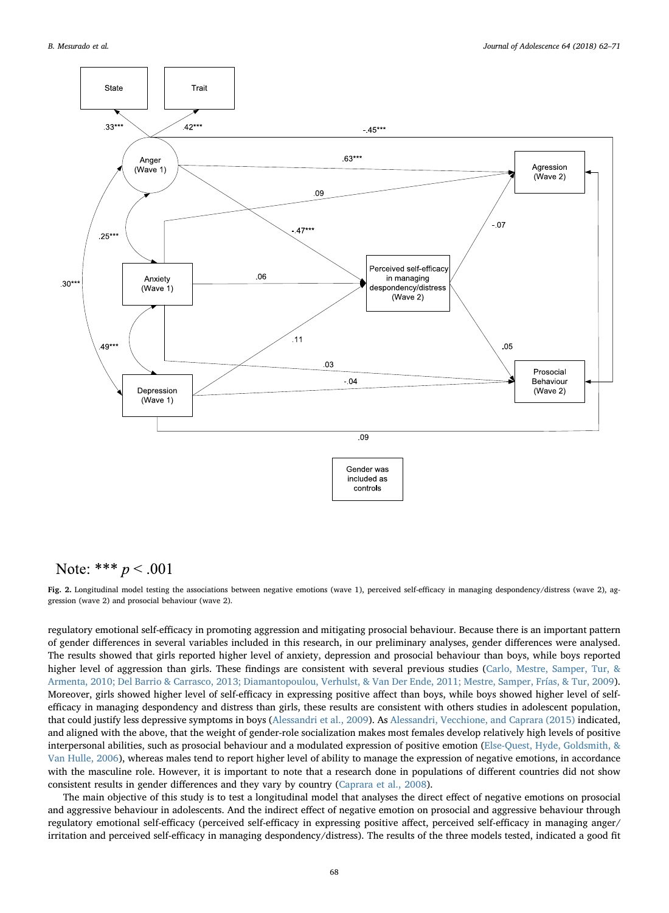Note: *** $p < .001$

**Fig. 2.** Longitudinal model testing the associations between negative emotions (wave 1), perceived self-efficacy in managing despondency/distress (wave 2), aggression (wave 2) and prosocial behaviour (wave 2).

regulatory emotional self-efficacy in promoting aggression and mitigating prosocial behaviour. Because there is an important pattern of gender differences in several variables included in this research, in our preliminary analyses, gender differences were analysed. The results showed that girls reported higher level of anxiety, depression and prosocial behaviour than boys, while boys reported higher level of aggression than girls. These findings are consistent with several previous studies (Carlo, Mestre, Samper, Tur, & Armenta, 2010; Del Barrio & Carrasco, 2013; Diamantopoulou, Verhulst, & Van Der Ende, 2011; Mestre, Samper, Frías, & Tur, 2009). Moreover, girls showed higher level of self-efficacy in expressing positive affect than boys, while boys showed higher level of self-efficacy in managing despondency and distress than girls, these results are consistent with others studies in adolescent population, that could justify less depressive symptoms in boys (Alessandri et al., 2009). As Alessandri, Vecchione, and Caprara (2015) indicated, and aligned with the above, that the weight of gender-role socialization makes most females develop relatively high levels of positive interpersonal abilities, such as prosocial behaviour and a modulated expression of positive emotion (Else-Quest, Hyde, Goldsmith, & Van Hulle, 2006), whereas males tend to report higher level of ability to manage the expression of negative emotions, in accordance with the masculine role. However, it is important to note that a research done in populations of different countries did not show consistent results in gender differences and they vary by country (Caprara et al., 2008).

The main objective of this study is to test a longitudinal model that analyses the direct effect of negative emotions on prosocial and aggressive behaviour in adolescents. And the indirect effect of negative emotion on prosocial and aggressive behaviour through regulatory emotional self-efficacy (perceived self-efficacy in expressing positive affect, perceived self-efficacy in managing anger/irritation and perceived self-efficacy in managing despondency/distress). The results of the three models tested, indicated a good fit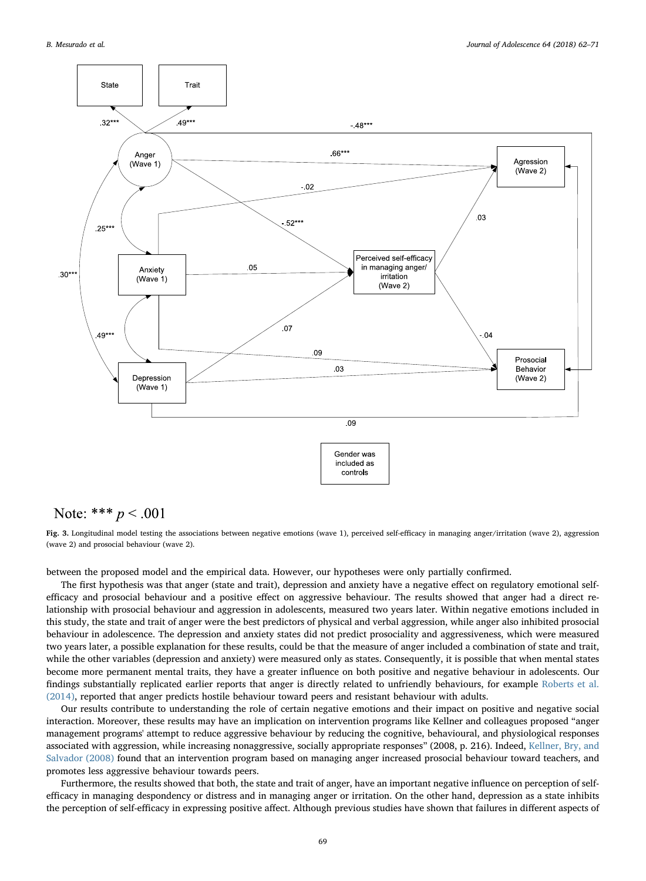Note: *** $p < .001$

**Fig. 3.** Longitudinal model testing the associations between negative emotions (wave 1), perceived self-efficacy in managing anger/irritation (wave 2), aggression (wave 2) and prosocial behaviour (wave 2).

between the proposed model and the empirical data. However, our hypotheses were only partially confirmed.

The first hypothesis was that anger (state and trait), depression and anxiety have a negative effect on regulatory emotional self-efficacy and prosocial behaviour and a positive effect on aggressive behaviour. The results showed that anger had a direct relationship with prosocial behaviour and aggression in adolescents, measured two years later. Within negative emotions included in this study, the state and trait of anger were the best predictors of physical and verbal aggression, while anger also inhibited prosocial behaviour in adolescence. The depression and anxiety states did not predict prosociality and aggressiveness, which were measured two years later, a possible explanation for these results, could be that the measure of anger included a combination of state and trait, while the other variables (depression and anxiety) were measured only as states. Consequently, it is possible that when mental states become more permanent mental traits, they have a greater influence on both positive and negative behaviour in adolescents. Our findings substantially replicated earlier reports that anger is directly related to unfriendly behaviours, for example Roberts et al. (2014), reported that anger predicts hostile behaviour toward peers and resistant behaviour with adults.

Our results contribute to understanding the role of certain negative emotions and their impact on positive and negative social interaction. Moreover, these results may have an implication on intervention programs like Kellner and colleagues proposed "anger management programs' attempt to reduce aggressive behaviour by reducing the cognitive, behavioural, and physiological responses associated with aggression, while increasing nonaggressive, socially appropriate responses" (2008, p. 216). Indeed, Kellner, Bry, and Salvador (2008) found that an intervention program based on managing anger increased prosocial behaviour toward teachers, and promotes less aggressive behaviour towards peers.

Furthermore, the results showed that both, the state and trait of anger, have an important negative influence on perception of self-efficacy in managing despondency or distress and in managing anger or irritation. On the other hand, depression as a state inhibits the perception of self-efficacy in expressing positive affect. Although previous studies have shown that failures in different aspects of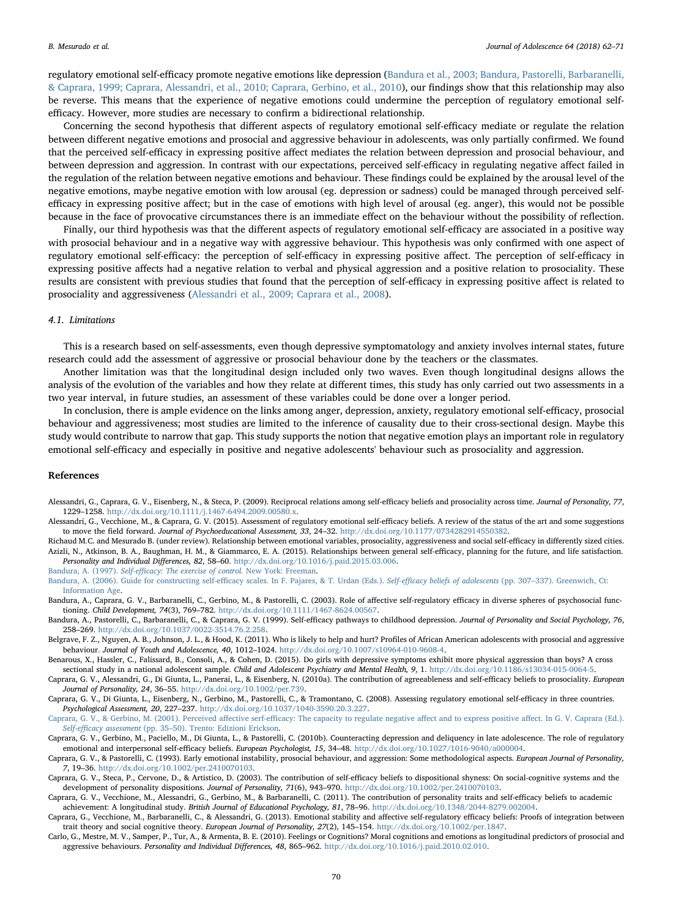regulatory emotional self-efficacy promote negative emotions like depression (Bandura et al., 2003; Bandura, Pastorelli, Barbaranelli, & Caprara, 1999; Caprara, Alessandri, et al., 2010; Caprara, Gerbino, et al., 2010), our findings show that this relationship may also be reverse. This means that the experience of negative emotions could undermine the perception of regulatory emotional self-efficacy. However, more studies are necessary to confirm a bidirectional relationship.

Concerning the second hypothesis that different aspects of regulatory emotional self-efficacy mediate or regulate the relation between different negative emotions and prosocial and aggressive behaviour in adolescents, was only partially confirmed. We found that the perceived self-efficacy in expressing positive affect mediates the relation between depression and prosocial behaviour, and between depression and aggression. In contrast with our expectations, perceived self-efficacy in regulating negative affect failed in the regulation of the relation between negative emotions and behaviour. These findings could be explained by the arousal level of the negative emotions, maybe negative emotion with low arousal (eg. depression or sadness) could be managed through perceived self-efficacy in expressing positive affect; but in the case of emotions with high level of arousal (eg. anger), this would not be possible because in the face of provocative circumstances there is an immediate effect on the behaviour without the possibility of reflection.

Finally, our third hypothesis was that the different aspects of regulatory emotional self-efficacy are associated in a positive way with prosocial behaviour and in a negative way with aggressive behaviour. This hypothesis was only confirmed with one aspect of regulatory emotional self-efficacy: the perception of self-efficacy in expressing positive affect. The perception of self-efficacy in expressing positive affects had a negative relation to verbal and physical aggression and a positive relation to prosociality. These results are consistent with previous studies that found that the perception of self-efficacy in expressing positive affect is related to prosociality and aggressiveness (Alessandri et al., 2009; Caprara et al., 2008).

### 4.1. Limitations

This is a research based on self-assessments, even though depressive symptomatology and anxiety involves internal states, future research could add the assessment of aggressive or prosocial behaviour done by the teachers or the classmates.

Another limitation was that the longitudinal design included only two waves. Even though longitudinal designs allows the analysis of the evolution of the variables and how they relate at different times, this study has only carried out two assessments in a two year interval, in future studies, an assessment of these variables could be done over a longer period.

In conclusion, there is ample evidence on the links among anger, depression, anxiety, regulatory emotional self-efficacy, prosocial behaviour and aggressiveness; most studies are limited to the inference of causality due to their cross-sectional design. Maybe this study would contribute to narrow that gap. This study supports the notion that negative emotion plays an important role in regulatory emotional self-efficacy and especially in positive and negative adolescents' behaviour such as prosociality and aggression.

## References

Alessandri, G., Caprara, G. V., Eisenberg, N., & Steca, P. (2009). Reciprocal relations among self-efficacy beliefs and prosociality across time. *Journal of Personality, 77*, 1229–1258. http://dx.doi.org/10.1111/j.1467-6494.2009.00580.x.

Alessandri, G., Vecchione, M., & Caprara, G. V. (2015). Assessment of regulatory emotional self-efficacy beliefs. A review of the status of the art and some suggestions to move the field forward. *Journal of Psychoeducational Assessment, 33*, 24–32. http://dx.doi.org/10.1177/0734282914550382.

Richaud M.C. and Mesurado B. (under review). Relationship between emotional variables, prosociality, aggressiveness and social self-efficacy in differently sized cities.

Azizli, N., Atkinson, B. A., Baughman, H. M., & Giammarco, E. A. (2015). Relationships between general self-efficacy, planning for the future, and life satisfaction. *Personality and Individual Differences, 82*, 58–60. http://dx.doi.org/10.1016/j.paid.2015.03.006.

Bandura, A. (1997). *Self-efficacy: The exercise of control.* New York: Freeman.

Bandura, A. (2006). Guide for constructing self-efficacy scales. In F. Pajares, & T. Urdan (Eds.). *Self-efficacy beliefs of adolescents* (pp. 307–337). Greenwich, Ct: Information Age.

Bandura, A., Caprara, G. V., Barbaranelli, C., Gerbino, M., & Pastorelli, C. (2003). Role of affective self-regulatory efficacy in diverse spheres of psychosocial functioning. *Child Development, 74*(3), 769–782. http://dx.doi.org/10.1111/1467-8624.00567.

Bandura, A., Pastorelli, C., Barbaranelli, C., & Caprara, G. V. (1999). Self-efficacy pathways to childhood depression. *Journal of Personality and Social Psychology, 76*, 258–269. http://dx.doi.org/10.1037/0022-3514.76.2.258.

Belgrave, F. Z., Nguyen, A. B., Johnson, J. L., & Hood, K. (2011). Who is likely to help and hurt? Profiles of African American adolescents with prosocial and aggressive behaviour. *Journal of Youth and Adolescence, 40*, 1012–1024. http://dx.doi.org/10.1007/s10964-010-9608-4.

Benarous, X., Hassler, C., Falissard, B., Consoli, A., & Cohen, D. (2015). Do girls with depressive symptoms exhibit more physical aggression than boys? A cross sectional study in a national adolescent sample. *Child and Adolescent Psychiatry and Mental Health, 9*, 1. http://dx.doi.org/10.1186/s13034-015-0064-5.

Caprara, G. V., Alessandri, G., Di Giunta, L., Panerai, L., & Eisenberg, N. (2010a). The contribution of agreeableness and self-efficacy beliefs to prosociality. *European Journal of Personality, 24*, 36–55. http://dx.doi.org/10.1002/per.739.

Caprara, G. V., Di Giunta, L., Eisenberg, N., Gerbino, M., Pastorelli, C., & Tramontano, C. (2008). Assessing regulatory emotional self-efficacy in three countries. *Psychological Assessment, 20*, 227–237. http://dx.doi.org/10.1037/1040-3590.20.3.227.

Caprara, G. V., & Gerbino, M. (2001). Perceived affective serf-efficacy: The capacity to regulate negative affect and to express positive affect. In G. V. Caprara (Ed.). *Self-efficacy assessment* (pp. 35–50). Trento: Edizioni Erickson.

Caprara, G. V., Gerbino, M., Paciello, M., Di Giunta, L., & Pastorelli, C. (2010b). Counteracting depression and deliquency in late adolescence. The role of regulatory emotional and interpersonal self-efficacy beliefs. *European Psychologist, 15*, 34–48. http://dx.doi.org/10.1027/1016-9040/a000004.

Caprara, G. V., & Pastorelli, C. (1993). Early emotional instability, prosocial behaviour, and aggression: Some methodological aspects. *European Journal of Personality, 7*, 19–36. http://dx.doi.org/10.1002/per.2410070103.

Caprara, G. V., Steca, P., Cervone, D., & Artistico, D. (2003). The contribution of self-efficacy beliefs to dispositional shyness: On social-cognitive systems and the development of personality dispositions. *Journal of Personality, 71*(6), 943–970. http://dx.doi.org/10.1002/per.2410070103.

Caprara, G. V., Vecchione, M., Alessandri, G., Gerbino, M., & Barbaranelli, C. (2011). The contribution of personality traits and self-efficacy beliefs to academic achievement: A longitudinal study. *British Journal of Educational Psychology, 81*, 78–96. http://dx.doi.org/10.1348/2044-8279.002004.

Caprara, G., Vecchione, M., Barbaranelli, C., & Alessandri, G. (2013). Emotional stability and affective self-regulatory efficacy beliefs: Proofs of integration between trait theory and social cognitive theory. *European Journal of Personality, 27*(2), 145–154. http://dx.doi.org/10.1002/per.1847.

Carlo, G., Mestre, M. V., Samper, P., Tur, A., & Armenta, B. E. (2010). Feelings or Cognitions? Moral cognitions and emotions as longitudinal predictors of prosocial and aggressive behaviours. *Personality and Individual Differences, 48*, 865–962. http://dx.doi.org/10.1016/j.paid.2010.02.010.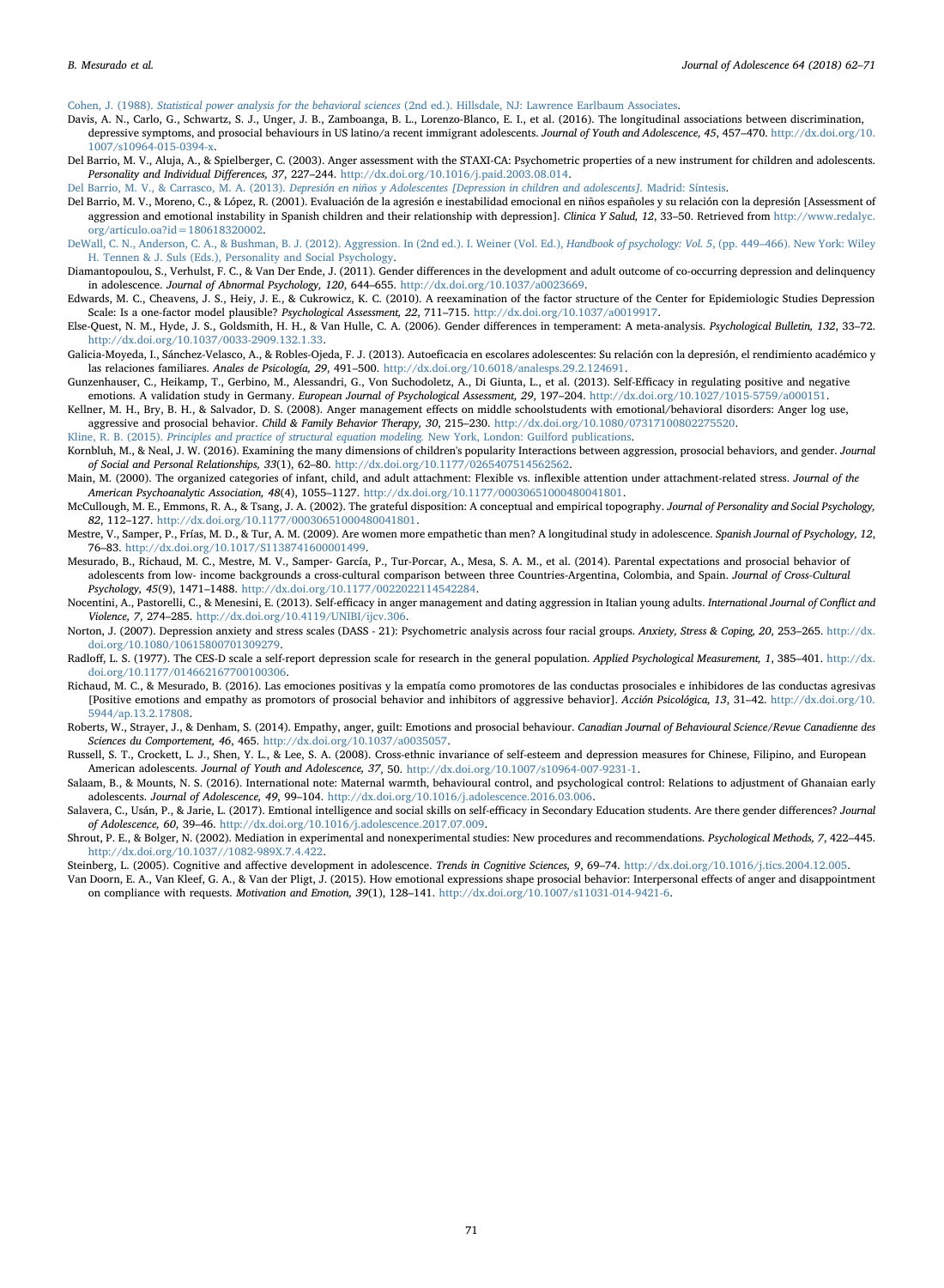Cohen, J. (1988). *Statistical power analysis for the behavioral sciences* (2nd ed.). Hillsdale, NJ: Lawrence Earlbaum Associates.

Davis, A. N., Carlo, G., Schwartz, S. J., Unger, J. B., Zamboanga, B. L., Lorenzo-Blanco, E. I., et al. (2016). The longitudinal associations between discrimination, depressive symptoms, and prosocial behaviours in US latino/a recent immigrant adolescents. *Journal of Youth and Adolescence, 45*, 457–470. http://dx.doi.org/10.1007/s10964-015-0394-x.

Del Barrio, M. V., Aluja, A., & Spielberger, C. (2003). Anger assessment with the STAXI-CA: Psychometric properties of a new instrument for children and adolescents. *Personality and Individual Differences, 37*, 227–244. http://dx.doi.org/10.1016/j.paid.2003.08.014.

Del Barrio, M. V., & Carrasco, M. A. (2013). *Depresión en niños y Adolescentes [Depression in children and adolescents].* Madrid: Síntesis.

Del Barrio, M. V., Moreno, C., & López, R. (2001). Evaluación de la agresión e inestabilidad emocional en niños españoles y su relación con la depresión [Assessment of aggression and emotional instability in Spanish children and their relationship with depression]. *Clinica Y Salud, 12*, 33–50. Retrieved from http://www.redalyc.org/articulo.oa?id=180618320002.

DeWall, C. N., Anderson, C. A., & Bushman, B. J. (2012). Aggression. In (2nd ed.). I. Weiner (Vol. Ed.), *Handbook of psychology: Vol. 5*, (pp. 449–466). New York: Wiley H. Tennen & J. Suls (Eds.), Personality and Social Psychology.

Diamantopoulou, S., Verhulst, F. C., & Van Der Ende, J. (2011). Gender differences in the development and adult outcome of co-occurring depression and delinquency in adolescence. *Journal of Abnormal Psychology, 120*, 644–655. http://dx.doi.org/10.1037/a0023669.

Edwards, M. C., Cheavens, J. S., Heiy, J. E., & Cukrowicz, K. C. (2010). A reexamination of the factor structure of the Center for Epidemiologic Studies Depression Scale: Is a one-factor model plausible? *Psychological Assessment, 22*, 711–715. http://dx.doi.org/10.1037/a0019917.

Else-Quest, N. M., Hyde, J. S., Goldsmith, H. H., & Van Hulle, C. A. (2006). Gender differences in temperament: A meta-analysis. *Psychological Bulletin, 132*, 33–72. http://dx.doi.org/10.1037/0033-2909.132.1.33.

Galicia-Moyeda, I., Sánchez-Velasco, A., & Robles-Ojeda, F. J. (2013). Autoeficacia en escolares adolescentes: Su relación con la depresión, el rendimiento académico y las relaciones familiares. *Anales de Psicología, 29*, 491–500. http://dx.doi.org/10.6018/analesps.29.2.124691.

Gunzenhauser, C., Heikamp, T., Gerbino, M., Alessandri, G., Von Suchodoletz, A., Di Giunta, L., et al. (2013). Self-Efficacy in regulating positive and negative emotions. A validation study in Germany. *European Journal of Psychological Assessment, 29*, 197–204. http://dx.doi.org/10.1027/1015-5759/a000151.

Kellner, M. H., Bry, B. H., & Salvador, D. S. (2008). Anger management effects on middle schoolstudents with emotional/behavioral disorders: Anger log use, aggressive and prosocial behavior. *Child & Family Behavior Therapy, 30*, 215–230. http://dx.doi.org/10.1080/07317100802275520.

Kline, R. B. (2015). *Principles and practice of structural equation modeling.* New York, London: Guilford publications.

Kornbluh, M., & Neal, J. W. (2016). Examining the many dimensions of children's popularity Interactions between aggression, prosocial behaviors, and gender. *Journal of Social and Personal Relationships, 33*(1), 62–80. http://dx.doi.org/10.1177/0265407514562562.

Main, M. (2000). The organized categories of infant, child, and adult attachment: Flexible vs. inflexible attention under attachment-related stress. *Journal of the American Psychoanalytic Association, 48*(4), 1055–1127. http://dx.doi.org/10.1177/00030651000480041801.

McCullough, M. E., Emmons, R. A., & Tsang, J. A. (2002). The grateful disposition: A conceptual and empirical topography. *Journal of Personality and Social Psychology, 82*, 112–127. http://dx.doi.org/10.1177/00030651000480041801.

Mestre, V., Samper, P., Frías, M. D., & Tur, A. M. (2009). Are women more empathetic than men? A longitudinal study in adolescence. *Spanish Journal of Psychology, 12*, 76–83. http://dx.doi.org/10.1017/S1138741600001499.

Mesurado, B., Richaud, M. C., Mestre, M. V., Samper- García, P., Tur-Porcar, A., Mesa, S. A. M., et al. (2014). Parental expectations and prosocial behavior of adolescents from low- income backgrounds a cross-cultural comparison between three Countries-Argentina, Colombia, and Spain. *Journal of Cross-Cultural Psychology, 45*(9), 1471–1488. http://dx.doi.org/10.1177/0022022114542284.

Nocentini, A., Pastorelli, C., & Menesini, E. (2013). Self-efficacy in anger management and dating aggression in Italian young adults. *International Journal of Conflict and Violence, 7*, 274–285. http://dx.doi.org/10.4119/UNIBI/ijcv.306.

Norton, J. (2007). Depression anxiety and stress scales (DASS - 21): Psychometric analysis across four racial groups. *Anxiety, Stress & Coping, 20*, 253–265. http://dx.doi.org/10.1080/10615800701309279.

Radloff, L. S. (1977). The CES-D scale a self-report depression scale for research in the general population. *Applied Psychological Measurement, 1*, 385–401. http://dx.doi.org/10.1177/014662167700100306.

Richaud, M. C., & Mesurado, B. (2016). Las emociones positivas y la empatía como promotores de las conductas prosociales e inhibidores de las conductas agresivas [Positive emotions and empathy as promotors of prosocial behavior and inhibitors of aggressive behavior]. *Acción Psicológica, 13*, 31–42. http://dx.doi.org/10.5944/ap.13.2.17808.

Roberts, W., Strayer, J., & Denham, S. (2014). Empathy, anger, guilt: Emotions and prosocial behaviour. *Canadian Journal of Behavioural Science/Revue Canadienne des Sciences du Comportement, 46*, 465. http://dx.doi.org/10.1037/a0035057.

Russell, S. T., Crockett, L. J., Shen, Y. L., & Lee, S. A. (2008). Cross-ethnic invariance of self-esteem and depression measures for Chinese, Filipino, and European American adolescents. *Journal of Youth and Adolescence, 37*, 50. http://dx.doi.org/10.1007/s10964-007-9231-1.

Salaam, B., & Mounts, N. S. (2016). International note: Maternal warmth, behavioural control, and psychological control: Relations to adjustment of Ghanaian early adolescents. *Journal of Adolescence, 49*, 99–104. http://dx.doi.org/10.1016/j.adolescence.2016.03.006.

Salavera, C., Usán, P., & Jarie, L. (2017). Emtional intelligence and social skills on self-efficacy in Secondary Education students. Are there gender differences? *Journal of Adolescence, 60*, 39–46. http://dx.doi.org/10.1016/j.adolescence.2017.07.009.

Shrout, P. E., & Bolger, N. (2002). Mediation in experimental and nonexperimental studies: New procedures and recommendations. *Psychological Methods, 7*, 422–445. http://dx.doi.org/10.1037//1082-989X.7.4.422.

Steinberg, L. (2005). Cognitive and affective development in adolescence. *Trends in Cognitive Sciences, 9*, 69–74. http://dx.doi.org/10.1016/j.tics.2004.12.005.

Van Doorn, E. A., Van Kleef, G. A., & Van der Pligt, J. (2015). How emotional expressions shape prosocial behavior: Interpersonal effects of anger and disappointment on compliance with requests. *Motivation and Emotion, 39*(1), 128–141. http://dx.doi.org/10.1007/s11031-014-9421-6.